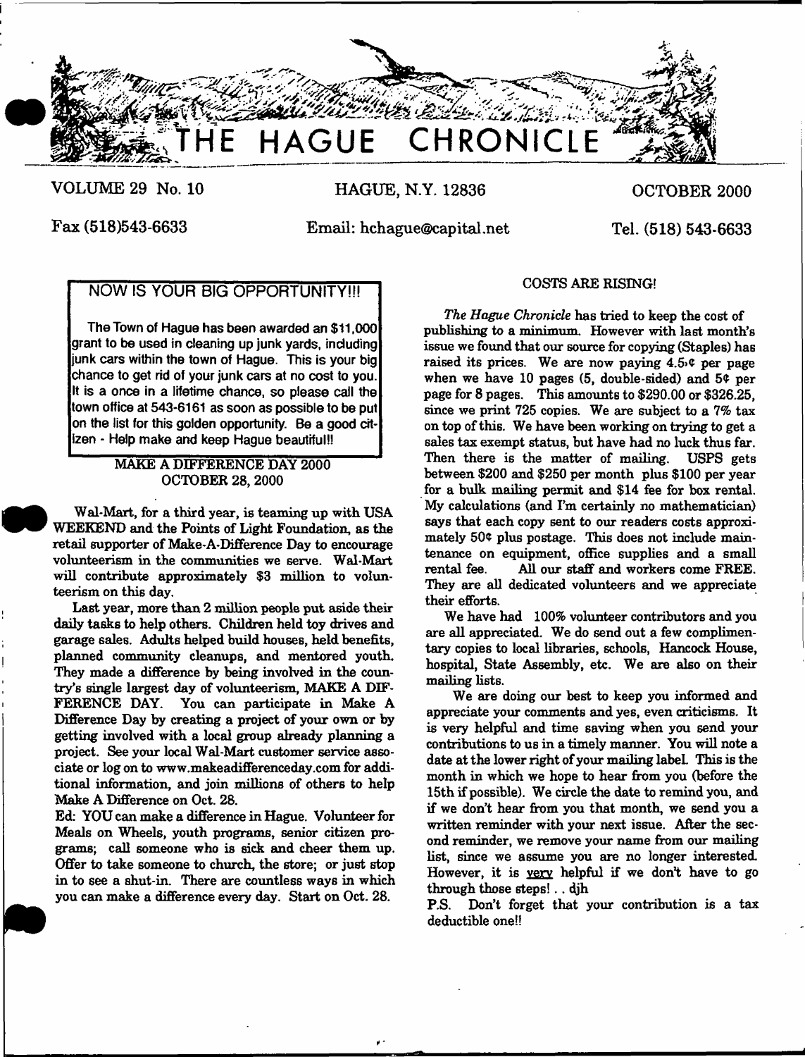# THE HAGUE CHRONICLE

VOLUME 29 No. 10 HAGUE, N.Y. 12836 OCTOBER 2000

Fax (518)543-6633 Email: hchague@capital.net Tel. (518) 543-6633

## NOW IS YOUR BIG OPPORTUNITY!!!

The Town of Hague has been awarded an $11,000 grant to be used in cleaning up junk yards, including junk cars within the town of Hague. This is your big chance to get rid of your junk cars at no cost to you. It is a once in a lifetime chance, so please call the town office at 543-6161 as soon as possible to be put on the list for this golden opportunity. Be a good citizen - Help make and keep Hague beautiful!!

## MAKE A DIFFERENCE DAY 2000 OCTOBER 28, 2000

Wal-Mart, for a third year, is teaming up with USA WEEKEND and the Points of Light Foundation, as the retail supporter of Make-A-Difference Day to encourage volunteerism in the communities we serve. Wal-Mart will contribute approximately $3 million to volunteerism on this day.

Last year, more than 2 million people put aside their daily tasks to help others. Children held toy drives and garage sales. Adults helped build houses, held benefits, planned community cleanups, and mentored youth. They made a difference by being involved in the country's single largest day of volunteerism, MAKE A DIFFERENCE DAY. You can participate in Make A Difference Day by creating a project of your own or by getting involved with a local group already planning a project. See your local Wal-Mart customer service associate or log on to www.makeadifferenceday.com for additional information, and join millions of others to help Make A Difference on Oct. 28.

Ed: YOU can make a difference in Hague. Volunteer for Meals on Wheels, youth programs, senior citizen programs; call someone who is sick and cheer them up. Offer to take someone to church, the store; or just stop in to see a shut-in. There are countless ways in which you can make a difference every day. Start on Oct. 28.

## COSTS ARE RISING!

*The Hague Chronicle* has tried to keep the cost of publishing to a minimum. However with last month's issue we found that our source for copying (Staples) has raised its prices. We are now paying 4.5¢ per page when we have 10 pages (5, double-sided) and 5¢ per page for 8 pages. This amounts to $290.00 or $326.25, since we print 725 copies. We are subject to a 7% tax on top of this. We have been working on trying to get a sales tax exempt status, but have had no luck thus far. Then there is the matter of mailing. USPS gets between $200 and $250 per month plus $100 per year for a bulk mailing permit and $14 fee for box rental. My calculations (and I'm certainly no mathematician) says that each copy sent to our readers costs approximately 50¢ plus postage. This does not include maintenance on equipment, office supplies and a small rental fee. All our staff and workers come FREE. They are all dedicated volunteers and we appreciate their efforts.

We have had 100% volunteer contributors and you are all appreciated. We do send out a few complimentary copies to local libraries, schools, Hancock House, hospital, State Assembly, etc. We are also on their mailing lists.

We are doing our best to keep you informed and appreciate your comments and yes, even criticisms. It is very helpful and time saving when you send your contributions to us in a timely manner. You will note a date at the lower right of your mailing label. This is the month in which we hope to hear from you (before the 15th if possible). We circle the date to remind you, and if we don't hear from you that month, we send you a written reminder with your next issue. After the second reminder, we remove your name from our mailing list, since we assume you are no longer interested. However, it is very helpful if we don't have to go through those steps! . . djh

P.S. Don't forget that your contribution is a tax deductible one!!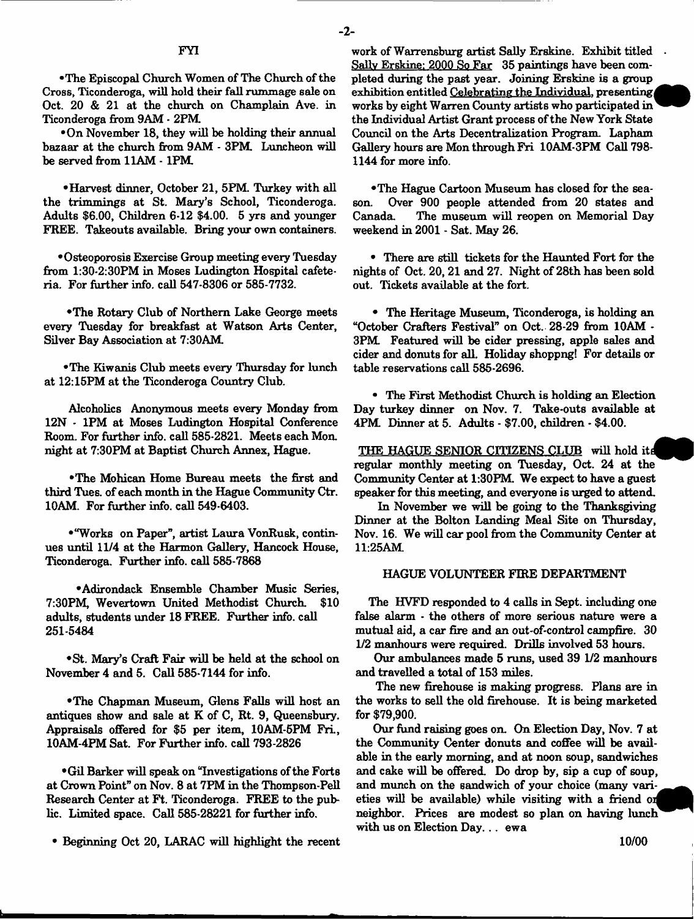## FYI

•The Episcopal Church Women of The Church of the Cross, Ticonderoga, will hold their fall rummage sale on Oct. 20 & 21 at the church on Champlain Ave. in Ticonderoga from 9AM - 2PM.

•On November 18, they will be holding their annual bazaar at the church from 9AM - 3PM. Luncheon will be served from 11AM - 1PM.

•Harvest dinner, October 21, 5PM. Turkey with all the trimmings at St. Mary's School, Ticonderoga. Adults $6.00, Children 6-12 $4.00. 5 yrs and younger FREE. Takeouts available. Bring your own containers.

•Osteoporosis Exercise Group meeting every Tuesday from 1:30-2:30PM in Moses Ludington Hospital cafeteria. For further info. call 547-8306 or 585-7732.

•The Rotary Club of Northern Lake George meets every Tuesday for breakfast at Watson Arts Center, Silver Bay Association at 7:30AM.

•The Kiwanis Club meets every Thursday for lunch at 12:15PM at the Ticonderoga Country Club.

Alcoholics Anonymous meets every Monday from 12N - 1PM at Moses Ludington Hospital Conference Room. For further info. call 585-2821. Meets each Mon. night at 7:30PM at Baptist Church Annex, Hague.

•The Mohican Home Bureau meets the first and third Tues. of each month in the Hague Community Ctr. 10AM. For further info. call 549-6403.

•"Works on Paper", artist Laura VonRusk, continues until 11/4 at the Harmon Gallery, Hancock House, Ticonderoga. Further info. call 585-7868

•Adirondack Ensemble Chamber Music Series, 7:30PM, Wevertown United Methodist Church. $10 adults, students under 18 FREE. Further info. call 251-5484

•St. Mary's Craft Fair will be held at the school on November 4 and 5. Call 585-7144 for info.

•The Chapman Museum, Glens Falls will host an antiques show and sale at K of C, Rt. 9, Queensbury. Appraisals offered for $5 per item, 10AM-5PM Fri., 10AM-4PM Sat. For Further info. call 793-2826

•Gil Barker will speak on "Investigations of the Forts at Crown Point" on Nov. 8 at 7PM in the Thompson-Pell Research Center at Ft. Ticonderoga. FREE to the public. Limited space. Call 585-28221 for further info.

• Beginning Oct 20, LARAC will highlight the recent work of Warrensburg artist Sally Erskine. Exhibit titled Sally Erskine: 2000 So Far 35 paintings have been completed during the past year. Joining Erskine is a group exhibition entitled Celebrating the Individual, presenting works by eight Warren County artists who participated in the Individual Artist Grant process of the New York State Council on the Arts Decentralization Program. Lapham Gallery hours are Mon through Fri 10AM-3PM Call 798-1144 for more info.

•The Hague Cartoon Museum has closed for the season. Over 900 people attended from 20 states and Canada. The museum will reopen on Memorial Day weekend in 2001 - Sat. May 26.

• There are still tickets for the Haunted Fort for the nights of Oct. 20, 21 and 27. Night of 28th has been sold out. Tickets available at the fort.

• The Heritage Museum, Ticonderoga, is holding an "October Crafters Festival" on Oct. 28-29 from 10AM - 3PM. Featured will be cider pressing, apple sales and cider and donuts for all. Holiday shoppng! For details or table reservations call 585-2696.

• The First Methodist Church is holding an Election Day turkey dinner on Nov. 7. Take-outs available at 4PM. Dinner at 5. Adults - $7.00, children - $4.00.

THE HAGUE SENIOR CITIZENS CLUB will hold its regular monthly meeting on Tuesday, Oct. 24 at the Community Center at 1:30PM. We expect to have a guest speaker for this meeting, and everyone is urged to attend.

In November we will be going to the Thanksgiving Dinner at the Bolton Landing Meal Site on Thursday, Nov. 16. We will car pool from the Community Center at 11:25AM.

### HAGUE VOLUNTEER FIRE DEPARTMENT

The HVFD responded to 4 calls in Sept. including one false alarm - the others of more serious nature were a mutual aid, a car fire and an out-of-control campfire. 30 1/2 manhours were required. Drills involved 53 hours.

Our ambulances made 5 runs, used 39 1/2 manhours and travelled a total of 153 miles.

The new firehouse is making progress. Plans are in the works to sell the old firehouse. It is being marketed for $79,900.

Our fund raising goes on. On Election Day, Nov. 7 at the Community Center donuts and coffee will be available in the early morning, and at noon soup, sandwiches and cake will be offered. Do drop by, sip a cup of soup, and munch on the sandwich of your choice (many varieties will be available) while visiting with a friend or neighbor. Prices are modest so plan on having lunch with us on Election Day... ewa

10/00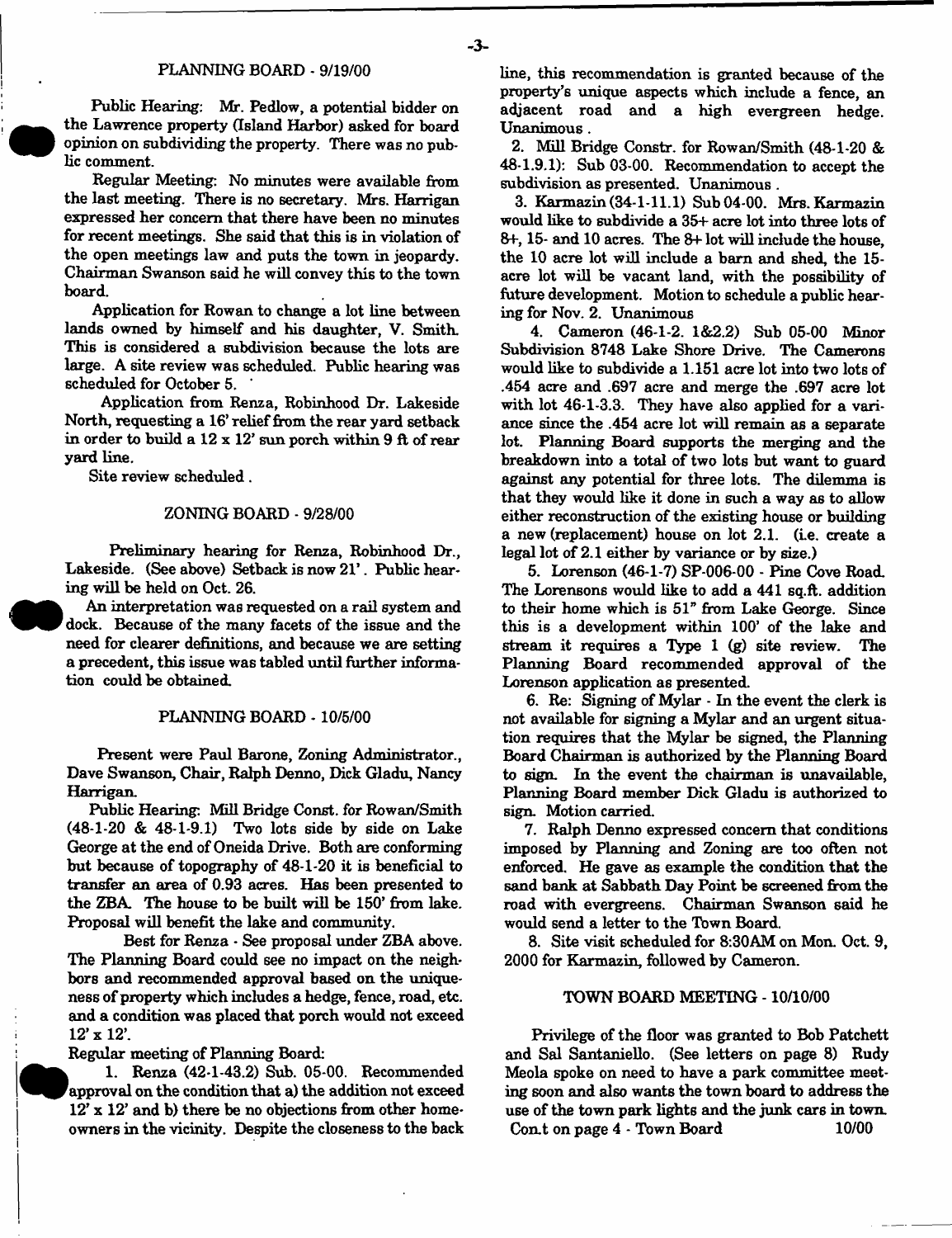## PLANNING BOARD - 9/19/00

Public Hearing: Mr. Pedlow, a potential bidder on the Lawrence property (Island Harbor) asked for board opinion on subdividing the property. There was no public comment.

Regular Meeting: No minutes were available from the last meeting. There is no secretary. Mrs. Harrigan expressed her concern that there have been no minutes for recent meetings. She said that this is in violation of the open meetings law and puts the town in jeopardy. Chairman Swanson said he will convey this to the town board.

Application for Rowan to change a lot line between lands owned by himself and his daughter, V. Smith. This is considered a subdivision because the lots are large. A site review was scheduled. Public hearing was scheduled for October 5.

Application from Renza, Robinhood Dr. Lakeside North, requesting a 16' relief from the rear yard setback in order to build a 12 x 12' sun porch within 9 ft of rear yard line.

Site review scheduled.

## ZONING BOARD - 9/28/00

Preliminary hearing for Renza, Robinhood Dr., Lakeside. (See above) Setback is now 21'. Public hearing will be held on Oct. 26.

An interpretation was requested on a rail system and dock. Because of the many facets of the issue and the need for clearer definitions, and because we are setting a precedent, this issue was tabled until further information could be obtained.

## PLANNING BOARD - 10/5/00

Present were Paul Barone, Zoning Administrator., Dave Swanson, Chair, Ralph Denno, Dick Gladu, Nancy Harrigan.

Public Hearing: Mill Bridge Const. for Rowan/Smith (48-1-20 & 48-1-9.1) Two lots side by side on Lake George at the end of Oneida Drive. Both are conforming but because of topography of 48-1-20 it is beneficial to transfer an area of 0.93 acres. Has been presented to the ZBA. The house to be built will be 150' from lake. Proposal will benefit the lake and community.

Best for Renza - See proposal under ZBA above. The Planning Board could see no impact on the neighbors and recommended approval based on the uniqueness of property which includes a hedge, fence, road, etc. and a condition was placed that porch would not exceed 12' x 12'.

Regular meeting of Planning Board:

1. Renza (42-1-43.2) Sub. 05-00. Recommended approval on the condition that a) the addition not exceed 12' x 12' and b) there be no objections from other homeowners in the vicinity. Despite the closeness to the back line, this recommendation is granted because of the property's unique aspects which include a fence, an adjacent road and a high evergreen hedge. Unanimous.

2. Mill Bridge Constr. for Rowan/Smith (48-1-20 & 48-1.9.1): Sub 03-00. Recommendation to accept the subdivision as presented. Unanimous.

3. Karmazin (34-1-11.1) Sub 04-00. Mrs. Karmazin would like to subdivide a 35+ acre lot into three lots of 8+, 15- and 10 acres. The 8+ lot will include the house, the 10 acre lot will include a barn and shed, the 15-acre lot will be vacant land, with the possibility of future development. Motion to schedule a public hearing for Nov. 2. Unanimous

4. Cameron (46-1-2. 1&2.2) Sub 05-00 Minor Subdivision 8748 Lake Shore Drive. The Camerons would like to subdivide a 1.151 acre lot into two lots of .454 acre and .697 acre and merge the .697 acre lot with lot 46-1-3.3. They have also applied for a variance since the .454 acre lot will remain as a separate lot. Planning Board supports the merging and the breakdown into a total of two lots but want to guard against any potential for three lots. The dilemma is that they would like it done in such a way as to allow either reconstruction of the existing house or building a new (replacement) house on lot 2.1. (i.e. create a legal lot of 2.1 either by variance or by size.)

5. Lorenson (46-1-7) SP-006-00 - Pine Cove Road. The Lorensons would like to add a 441 sq.ft. addition to their home which is 51" from Lake George. Since this is a development within 100' of the lake and stream it requires a Type 1 (g) site review. The Planning Board recommended approval of the Lorenson application as presented.

6. Re: Signing of Mylar - In the event the clerk is not available for signing a Mylar and an urgent situation requires that the Mylar be signed, the Planning Board Chairman is authorized by the Planning Board to sign. In the event the chairman is unavailable, Planning Board member Dick Gladu is authorized to sign. Motion carried.

7. Ralph Denno expressed concern that conditions imposed by Planning and Zoning are too often not enforced. He gave as example the condition that the sand bank at Sabbath Day Point be screened from the road with evergreens. Chairman Swanson said he would send a letter to the Town Board.

8. Site visit scheduled for 8:30AM on Mon. Oct. 9, 2000 for Karmazin, followed by Cameron.

## TOWN BOARD MEETING - 10/10/00

Privilege of the floor was granted to Bob Patchett and Sal Santaniello. (See letters on page 8) Rudy Meola spoke on need to have a park committee meeting soon and also wants the town board to address the use of the town park lights and the junk cars in town.

Con.t on page 4 - Town Board 10/00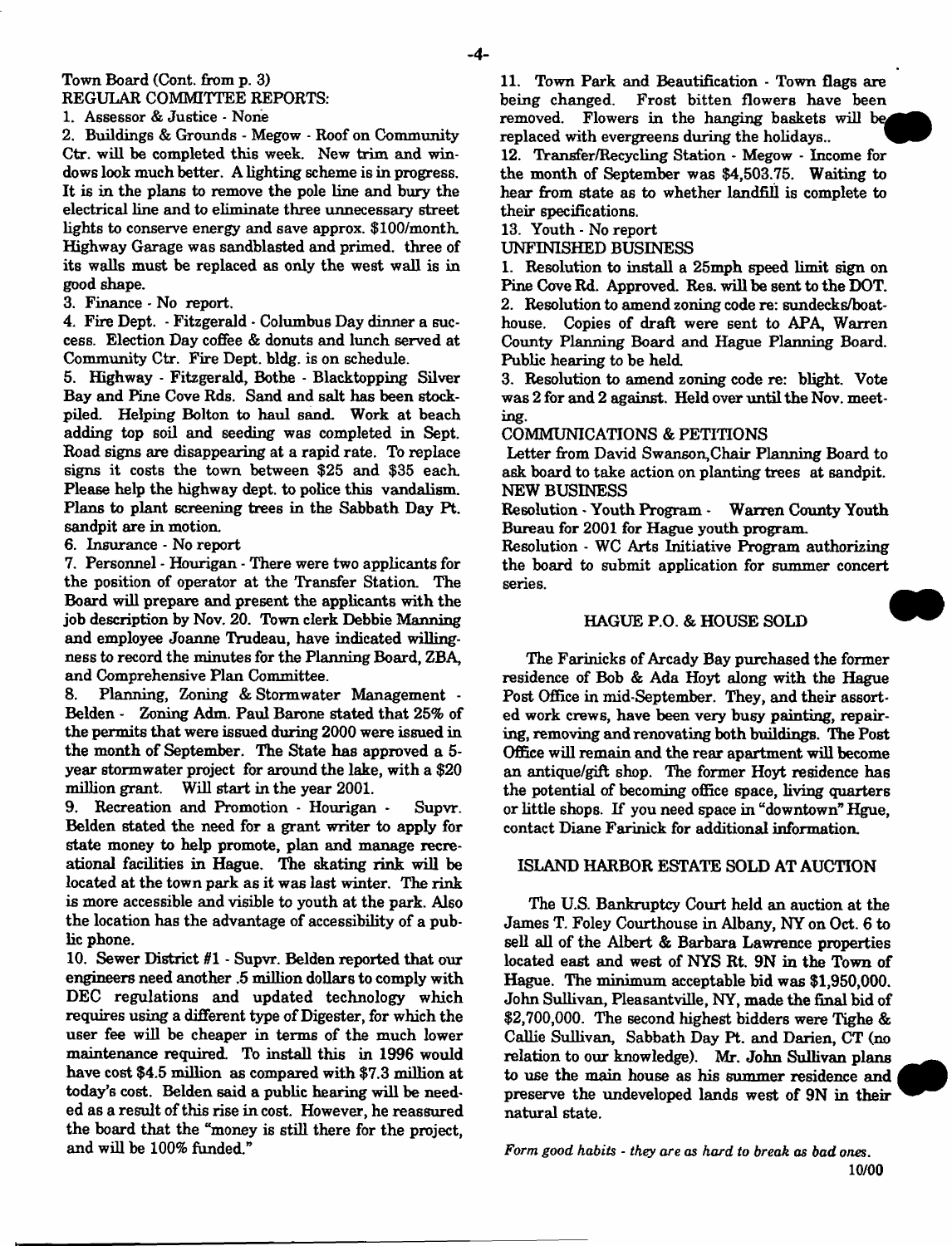Town Board (Cont. from p. 3)

REGULAR COMMITTEE REPORTS:

1. Assessor & Justice - None

2. Buildings & Grounds - Megow - Roof on Community Ctr. will be completed this week. New trim and windows look much better. A lighting scheme is in progress. It is in the plans to remove the pole line and bury the electrical line and to eliminate three unnecessary street lights to conserve energy and save approx. $100/month. Highway Garage was sandblasted and primed. three of its walls must be replaced as only the west wall is in good shape.

3. Finance - No report.

4. Fire Dept. - Fitzgerald - Columbus Day dinner a success. Election Day coffee & donuts and lunch served at Community Ctr. Fire Dept. bldg. is on schedule.

5. Highway - Fitzgerald, Bothe - Blacktopping Silver Bay and Pine Cove Rds. Sand and salt has been stockpiled. Helping Bolton to haul sand. Work at beach adding top soil and seeding was completed in Sept. Road signs are disappearing at a rapid rate. To replace signs it costs the town between $25 and $35 each. Please help the highway dept. to police this vandalism. Plans to plant screening trees in the Sabbath Day Pt. sandpit are in motion.

6. Insurance - No report

7. Personnel - Hourigan - There were two applicants for the position of operator at the Transfer Station. The Board will prepare and present the applicants with the job description by Nov. 20. Town clerk Debbie Manning and employee Joanne Trudeau, have indicated willingness to record the minutes for the Planning Board, ZBA, and Comprehensive Plan Committee.

8. Planning, Zoning & Stormwater Management - Belden - Zoning Adm. Paul Barone stated that 25% of the permits that were issued during 2000 were issued in the month of September. The State has approved a 5-year stormwater project for around the lake, with a $20 million grant. Will start in the year 2001.

9. Recreation and Promotion - Hourigan - Supvr. Belden stated the need for a grant writer to apply for state money to help promote, plan and manage recreational facilities in Hague. The skating rink will be located at the town park as it was last winter. The rink is more accessible and visible to youth at the park. Also the location has the advantage of accessibility of a public phone.

10. Sewer District #1 - Supvr. Belden reported that our engineers need another .5 million dollars to comply with DEC regulations and updated technology which requires using a different type of Digester, for which the user fee will be cheaper in terms of the much lower maintenance required. To install this in 1996 would have cost $4.5 million as compared with $7.3 million at today's cost. Belden said a public hearing will be needed as a result of this rise in cost. However, he reassured the board that the "money is still there for the project, and will be 100% funded."

11. Town Park and Beautification - Town flags are being changed. Frost bitten flowers have been removed. Flowers in the hanging baskets will be replaced with evergreens during the holidays..

12. Transfer/Recycling Station - Megow - Income for the month of September was $4,503.75. Waiting to hear from state as to whether landfill is complete to their specifications.

13. Youth - No report

UNFINISHED BUSINESS

1. Resolution to install a 25mph speed limit sign on Pine Cove Rd. Approved. Res. will be sent to the DOT.

2. Resolution to amend zoning code re: sundecks/boathouse. Copies of draft were sent to APA, Warren County Planning Board and Hague Planning Board. Public hearing to be held.

3. Resolution to amend zoning code re: blight. Vote was 2 for and 2 against. Held over until the Nov. meeting.

COMMUNICATIONS & PETITIONS

Letter from David Swanson,Chair Planning Board to ask board to take action on planting trees at sandpit.

NEW BUSINESS

Resolution - Youth Program - Warren County Youth Bureau for 2001 for Hague youth program.

Resolution - WC Arts Initiative Program authorizing the board to submit application for summer concert series.

## HAGUE P.O. & HOUSE SOLD

The Farinicks of Arcady Bay purchased the former residence of Bob & Ada Hoyt along with the Hague Post Office in mid-September. They, and their assorted work crews, have been very busy painting, repairing, removing and renovating both buildings. The Post Office will remain and the rear apartment will become an antique/gift shop. The former Hoyt residence has the potential of becoming office space, living quarters or little shops. If you need space in "downtown" Hgue, contact Diane Farinick for additional information.

## ISLAND HARBOR ESTATE SOLD AT AUCTION

The U.S. Bankruptcy Court held an auction at the James T. Foley Courthouse in Albany, NY on Oct. 6 to sell all of the Albert & Barbara Lawrence properties located east and west of NYS Rt. 9N in the Town of Hague. The minimum acceptable bid was $1,950,000. John Sullivan, Pleasantville, NY, made the final bid of $2,700,000. The second highest bidders were Tighe & Callie Sullivan, Sabbath Day Pt. and Darien, CT (no relation to our knowledge). Mr. John Sullivan plans to use the main house as his summer residence and preserve the undeveloped lands west of 9N in their natural state.

*Form good habits - they are as hard to break as bad ones.*

10/00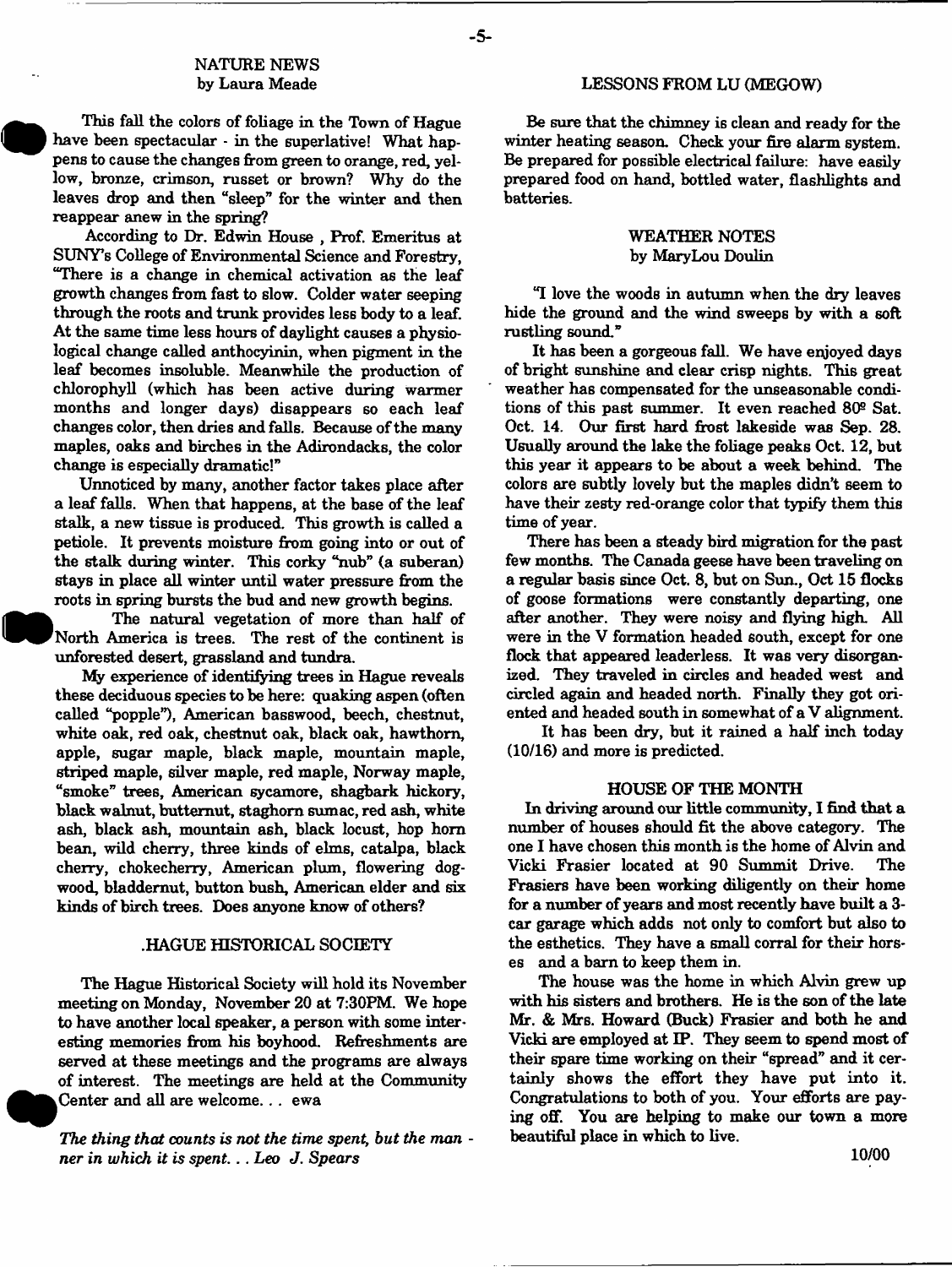## NATURE NEWS
by Laura Meade

This fall the colors of foliage in the Town of Hague have been spectacular - in the superlative! What happens to cause the changes from green to orange, red, yellow, bronze, crimson, russet or brown? Why do the leaves drop and then "sleep" for the winter and then reappear anew in the spring?

According to Dr. Edwin House , Prof. Emeritus at SUNY's College of Environmental Science and Forestry, "There is a change in chemical activation as the leaf growth changes from fast to slow. Colder water seeping through the roots and trunk provides less body to a leaf. At the same time less hours of daylight causes a physiological change called anthocyinin, when pigment in the leaf becomes insoluble. Meanwhile the production of chlorophyll (which has been active during warmer months and longer days) disappears so each leaf changes color, then dries and falls. Because of the many maples, oaks and birches in the Adirondacks, the color change is especially dramatic!"

Unnoticed by many, another factor takes place after a leaf falls. When that happens, at the base of the leaf stalk, a new tissue is produced. This growth is called a petiole. It prevents moisture from going into or out of the stalk during winter. This corky "nub" (a suberan) stays in place all winter until water pressure from the roots in spring bursts the bud and new growth begins.

The natural vegetation of more than half of North America is trees. The rest of the continent is unforested desert, grassland and tundra.

My experience of identifying trees in Hague reveals these deciduous species to be here: quaking aspen (often called "popple"), American basswood, beech, chestnut, white oak, red oak, chestnut oak, black oak, hawthorn, apple, sugar maple, black maple, mountain maple, striped maple, silver maple, red maple, Norway maple, "smoke" trees, American sycamore, shagbark hickory, black walnut, butternut, staghorn sumac, red ash, white ash, black ash, mountain ash, black locust, hop horn bean, wild cherry, three kinds of elms, catalpa, black cherry, chokecherry, American plum, flowering dogwood, bladdernut, button bush, American elder and six kinds of birch trees. Does anyone know of others?

## .HAGUE HISTORICAL SOCIETY

The Hague Historical Society will hold its November meeting on Monday, November 20 at 7:30PM. We hope to have another local speaker, a person with some interesting memories from his boyhood. Refreshments are served at these meetings and the programs are always of interest. The meetings are held at the Community Center and all are welcome. . . ewa

*The thing that counts is not the time spent, but the manner in which it is spent. . . Leo J. Spears*

## LESSONS FROM LU (MEGOW)

Be sure that the chimney is clean and ready for the winter heating season. Check your fire alarm system. Be prepared for possible electrical failure: have easily prepared food on hand, bottled water, flashlights and batteries.

## WEATHER NOTES
by MaryLou Doulin

"I love the woods in autumn when the dry leaves hide the ground and the wind sweeps by with a soft rustling sound."

It has been a gorgeous fall. We have enjoyed days of bright sunshine and clear crisp nights. This great weather has compensated for the unseasonable conditions of this past summer. It even reached 80º Sat. Oct. 14. Our first hard frost lakeside was Sep. 28. Usually around the lake the foliage peaks Oct. 12, but this year it appears to be about a week behind. The colors are subtly lovely but the maples didn't seem to have their zesty red-orange color that typify them this time of year.

There has been a steady bird migration for the past few months. The Canada geese have been traveling on a regular basis since Oct. 8, but on Sun., Oct 15 flocks of goose formations were constantly departing, one after another. They were noisy and flying high. All were in the V formation headed south, except for one flock that appeared leaderless. It was very disorganized. They traveled in circles and headed west and circled again and headed north. Finally they got oriented and headed south in somewhat of a V alignment.

It has been dry, but it rained a half inch today (10/16) and more is predicted.

## HOUSE OF THE MONTH

In driving around our little community, I find that a number of houses should fit the above category. The one I have chosen this month is the home of Alvin and Vicki Frasier located at 90 Summit Drive. The Frasiers have been working diligently on their home for a number of years and most recently have built a 3-car garage which adds not only to comfort but also to the esthetics. They have a small corral for their horses and a barn to keep them in.

The house was the home in which Alvin grew up with his sisters and brothers. He is the son of the late Mr. & Mrs. Howard (Buck) Frasier and both he and Vicki are employed at IP. They seem to spend most of their spare time working on their "spread" and it certainly shows the effort they have put into it. Congratulations to both of you. Your efforts are paying off. You are helping to make our town a more beautiful place in which to live.

10/00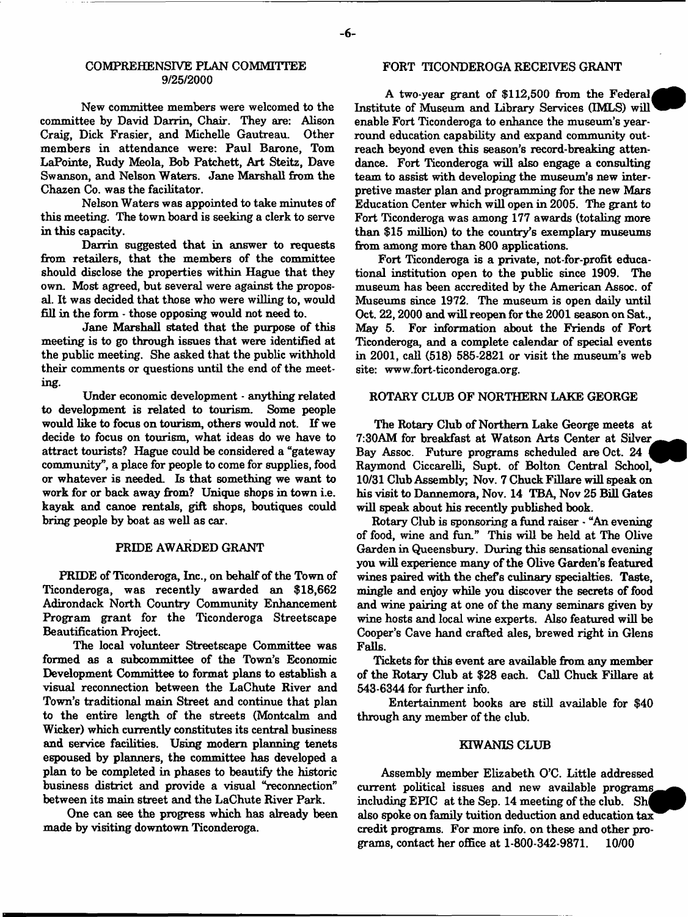## COMPREHENSIVE PLAN COMMITTEE
## 9/25/2000

New committee members were welcomed to the committee by David Darrin, Chair. They are: Alison Craig, Dick Frasier, and Michelle Gautreau. Other members in attendance were: Paul Barone, Tom LaPointe, Rudy Meola, Bob Patchett, Art Steitz, Dave Swanson, and Nelson Waters. Jane Marshall from the Chazen Co. was the facilitator.

Nelson Waters was appointed to take minutes of this meeting. The town board is seeking a clerk to serve in this capacity.

Darrin suggested that in answer to requests from retailers, that the members of the committee should disclose the properties within Hague that they own. Most agreed, but several were against the proposal. It was decided that those who were willing to, would fill in the form - those opposing would not need to.

Jane Marshall stated that the purpose of this meeting is to go through issues that were identified at the public meeting. She asked that the public withhold their comments or questions until the end of the meeting.

Under economic development - anything related to development is related to tourism. Some people would like to focus on tourism, others would not. If we decide to focus on tourism, what ideas do we have to attract tourists? Hague could be considered a "gateway community", a place for people to come for supplies, food or whatever is needed. Is that something we want to work for or back away from? Unique shops in town i.e. kayak and canoe rentals, gift shops, boutiques could bring people by boat as well as car.

## PRIDE AWARDED GRANT

PRIDE of Ticonderoga, Inc., on behalf of the Town of Ticonderoga, was recently awarded an $18,662 Adirondack North Country Community Enhancement Program grant for the Ticonderoga Streetscape Beautification Project.

The local volunteer Streetscape Committee was formed as a subcommittee of the Town's Economic Development Committee to format plans to establish a visual reconnection between the LaChute River and Town's traditional main Street and continue that plan to the entire length of the streets (Montcalm and Wicker) which currently constitutes its central business and service facilities. Using modern planning tenets espoused by planners, the committee has developed a plan to be completed in phases to beautify the historic business district and provide a visual "reconnection" between its main street and the LaChute River Park.

One can see the progress which has already been made by visiting downtown Ticonderoga.

## FORT TICONDEROGA RECEIVES GRANT

A two-year grant of $112,500 from the Federal Institute of Museum and Library Services (IMLS) will enable Fort Ticonderoga to enhance the museum's year-round education capability and expand community outreach beyond even this season's record-breaking attendance. Fort Ticonderoga will also engage a consulting team to assist with developing the museum's new interpretive master plan and programming for the new Mars Education Center which will open in 2005. The grant to Fort Ticonderoga was among 177 awards (totaling more than $15 million) to the country's exemplary museums from among more than 800 applications.

Fort Ticonderoga is a private, not-for-profit educational institution open to the public since 1909. The museum has been accredited by the American Assoc. of Museums since 1972. The museum is open daily until Oct. 22, 2000 and will reopen for the 2001 season on Sat., May 5. For information about the Friends of Fort Ticonderoga, and a complete calendar of special events in 2001, call (518) 585-2821 or visit the museum's web site: www.fort-ticonderoga.org.

## ROTARY CLUB OF NORTHERN LAKE GEORGE

The Rotary Club of Northern Lake George meets at 7:30AM for breakfast at Watson Arts Center at Silver Bay Assoc. Future programs scheduled are Oct. 24 Raymond Ciccarelli, Supt. of Bolton Central School, 10/31 Club Assembly; Nov. 7 Chuck Fillare will speak on his visit to Dannemora, Nov. 14 TBA, Nov 25 Bill Gates will speak about his recently published book.

Rotary Club is sponsoring a fund raiser - "An evening of food, wine and fun." This will be held at The Olive Garden in Queensbury. During this sensational evening you will experience many of the Olive Garden's featured wines paired with the chef's culinary specialties. Taste, mingle and enjoy while you discover the secrets of food and wine pairing at one of the many seminars given by wine hosts and local wine experts. Also featured will be Cooper's Cave hand crafted ales, brewed right in Glens Falls.

Tickets for this event are available from any member of the Rotary Club at $28 each. Call Chuck Fillare at 543-6344 for further info.

Entertainment books are still available for $40 through any member of the club.

## KIWANIS CLUB

Assembly member Elizabeth O'C. Little addressed current political issues and new available programs including EPIC at the Sep. 14 meeting of the club. She also spoke on family tuition deduction and education tax credit programs. For more info. on these and other programs, contact her office at 1-800-342-9871. 10/00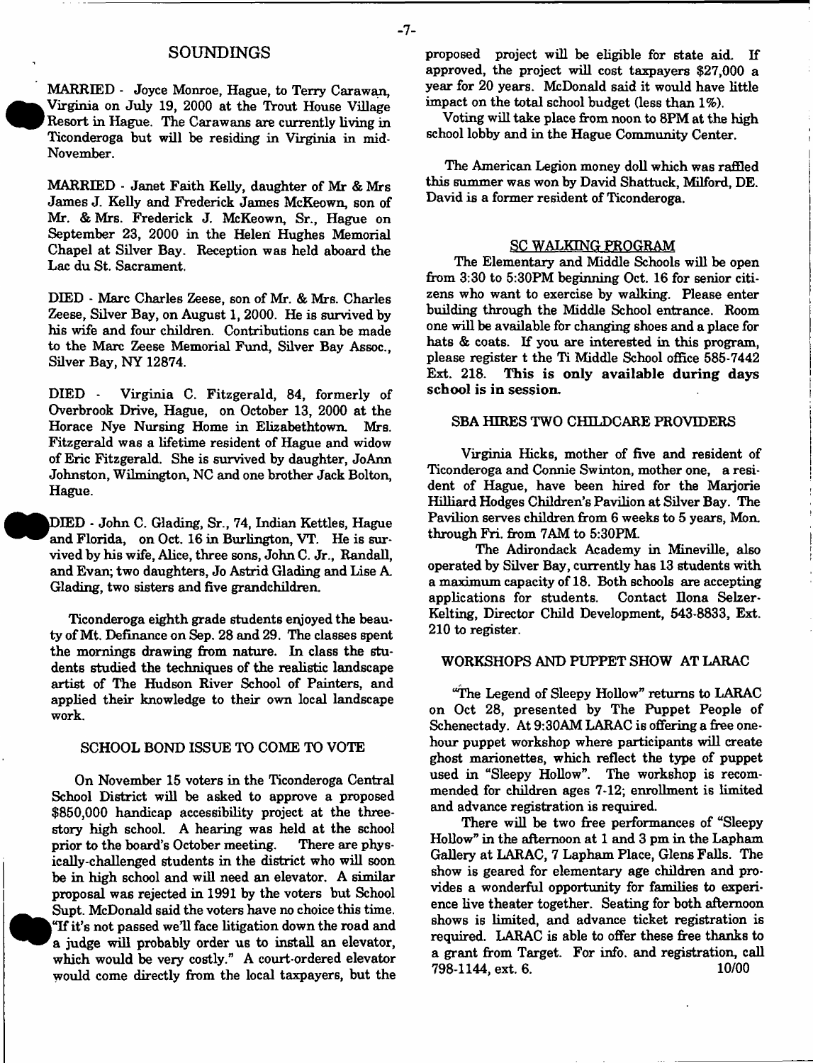## SOUNDINGS

MARRIED - Joyce Monroe, Hague, to Terry Carawan, Virginia on July 19, 2000 at the Trout House Village Resort in Hague. The Carawans are currently living in Ticonderoga but will be residing in Virginia in mid-November.

MARRIED - Janet Faith Kelly, daughter of Mr & Mrs James J. Kelly and Frederick James McKeown, son of Mr. & Mrs. Frederick J. McKeown, Sr., Hague on September 23, 2000 in the Helen Hughes Memorial Chapel at Silver Bay. Reception was held aboard the Lac du St. Sacrament.

DIED - Marc Charles Zeese, son of Mr. & Mrs. Charles Zeese, Silver Bay, on August 1, 2000. He is survived by his wife and four children. Contributions can be made to the Marc Zeese Memorial Fund, Silver Bay Assoc., Silver Bay, NY 12874.

DIED - Virginia C. Fitzgerald, 84, formerly of Overbrook Drive, Hague, on October 13, 2000 at the Horace Nye Nursing Home in Elizabethtown. Mrs. Fitzgerald was a lifetime resident of Hague and widow of Eric Fitzgerald. She is survived by daughter, JoAnn Johnston, Wilmington, NC and one brother Jack Bolton, Hague.

DIED - John C. Glading, Sr., 74, Indian Kettles, Hague and Florida, on Oct. 16 in Burlington, VT. He is survived by his wife, Alice, three sons, John C. Jr., Randall, and Evan; two daughters, Jo Astrid Glading and Lise A. Glading, two sisters and five grandchildren.

Ticonderoga eighth grade students enjoyed the beauty of Mt. Definance on Sep. 28 and 29. The classes spent the mornings drawing from nature. In class the students studied the techniques of the realistic landscape artist of The Hudson River School of Painters, and applied their knowledge to their own local landscape work.

### SCHOOL BOND ISSUE TO COME TO VOTE

On November 15 voters in the Ticonderoga Central School District will be asked to approve a proposed $850,000 handicap accessibility project at the three-story high school. A hearing was held at the school prior to the board's October meeting. There are physically-challenged students in the district who will soon be in high school and will need an elevator. A similar proposal was rejected in 1991 by the voters but School Supt. McDonald said the voters have no choice this time. "If it's not passed we'll face litigation down the road and a judge will probably order us to install an elevator, which would be very costly." A court-ordered elevator would come directly from the local taxpayers, but the proposed project will be eligible for state aid. If approved, the project will cost taxpayers $27,000 a year for 20 years. McDonald said it would have little impact on the total school budget (less than 1%).

Voting will take place from noon to 8PM at the high school lobby and in the Hague Community Center.

The American Legion money doll which was raffled this summer was won by David Shattuck, Milford, DE. David is a former resident of Ticonderoga.

### SC WALKING PROGRAM

The Elementary and Middle Schools will be open from 3:30 to 5:30PM beginning Oct. 16 for senior citizens who want to exercise by walking. Please enter building through the Middle School entrance. Room one will be available for changing shoes and a place for hats & coats. If you are interested in this program, please register t the Ti Middle School office 585-7442 Ext. 218. **This is only available during days school is in session.**

### SBA HIRES TWO CHILDCARE PROVIDERS

Virginia Hicks, mother of five and resident of Ticonderoga and Connie Swinton, mother one, a resident of Hague, have been hired for the Marjorie Hilliard Hodges Children's Pavilion at Silver Bay. The Pavilion serves children from 6 weeks to 5 years, Mon. through Fri. from 7AM to 5:30PM.

The Adirondack Academy in Mineville, also operated by Silver Bay, currently has 13 students with a maximum capacity of 18. Both schools are accepting applications for students. Contact Ilona Selzer-Kelting, Director Child Development, 543-8833, Ext. 210 to register.

### WORKSHOPS AND PUPPET SHOW AT LARAC

"The Legend of Sleepy Hollow" returns to LARAC on Oct 28, presented by The Puppet People of Schenectady. At 9:30AM LARAC is offering a free one-hour puppet workshop where participants will create ghost marionettes, which reflect the type of puppet used in "Sleepy Hollow". The workshop is recommended for children ages 7-12; enrollment is limited and advance registration is required.

There will be two free performances of "Sleepy Hollow" in the afternoon at 1 and 3 pm in the Lapham Gallery at LARAC, 7 Lapham Place, Glens Falls. The show is geared for elementary age children and provides a wonderful opportunity for families to experience live theater together. Seating for both afternoon shows is limited, and advance ticket registration is required. LARAC is able to offer these free thanks to a grant from Target. For info. and registration, call 798-1144, ext. 6. 10/00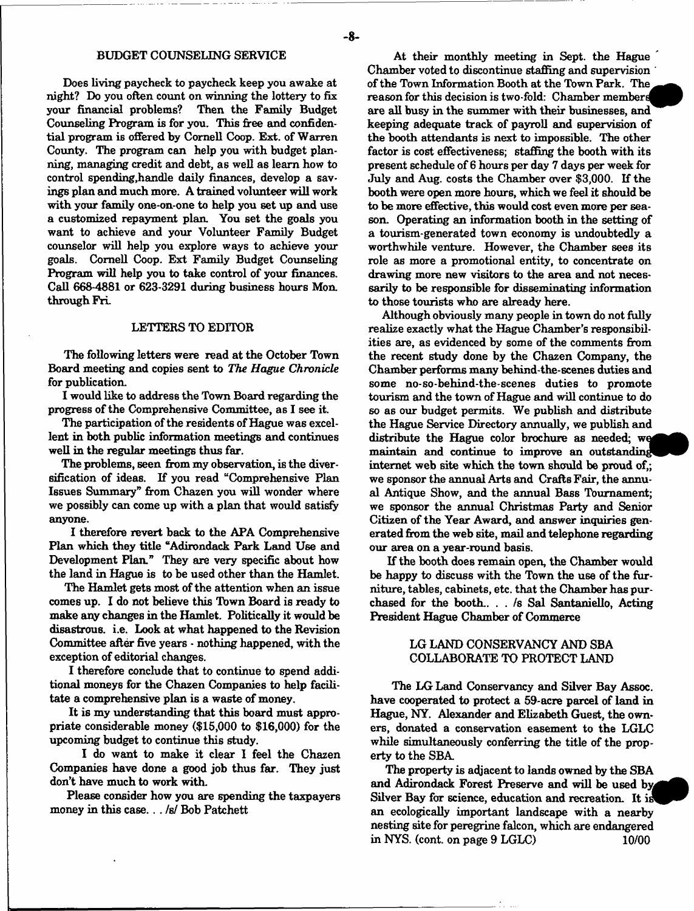## BUDGET COUNSELING SERVICE

Does living paycheck to paycheck keep you awake at night? Do you often count on winning the lottery to fix your financial problems? Then the Family Budget Counseling Program is for you. This free and confidential program is offered by Cornell Coop. Ext. of Warren County. The program can help you with budget planning, managing credit and debt, as well as learn how to control spending,handle daily finances, develop a savings plan and much more. A trained volunteer will work with your family one-on-one to help you set up and use a customized repayment plan. You set the goals you want to achieve and your Volunteer Family Budget counselor will help you explore ways to achieve your goals. Cornell Coop. Ext Family Budget Counseling Program will help you to take control of your finances. Call 668-4881 or 623-3291 during business hours Mon. through Fri.

## LETTERS TO EDITOR

The following letters were read at the October Town Board meeting and copies sent to *The Hague Chronicle* for publication.

I would like to address the Town Board regarding the progress of the Comprehensive Committee, as I see it.

The participation of the residents of Hague was excellent in both public information meetings and continues well in the regular meetings thus far.

The problems, seen from my observation, is the diversification of ideas. If you read "Comprehensive Plan Issues Summary" from Chazen you will wonder where we possibly can come up with a plan that would satisfy anyone.

I therefore revert back to the APA Comprehensive Plan which they title "Adirondack Park Land Use and Development Plan." They are very specific about how the land in Hague is to be used other than the Hamlet.

The Hamlet gets most of the attention when an issue comes up. I do not believe this Town Board is ready to make any changes in the Hamlet. Politically it would be disastrous. i.e. Look at what happened to the Revision Committee after five years - nothing happened, with the exception of editorial changes.

I therefore conclude that to continue to spend additional moneys for the Chazen Companies to help facilitate a comprehensive plan is a waste of money.

It is my understanding that this board must appropriate considerable money ($15,000 to $16,000) for the upcoming budget to continue this study.

I do want to make it clear I feel the Chazen Companies have done a good job thus far. They just don't have much to work with.

Please consider how you are spending the taxpayers money in this case. . . /s/ Bob Patchett

At their monthly meeting in Sept. the Hague Chamber voted to discontinue staffing and supervision of the Town Information Booth at the Town Park. The reason for this decision is two-fold: Chamber members are all busy in the summer with their businesses, and keeping adequate track of payroll and supervision of the booth attendants is next to impossible. The other factor is cost effectiveness; staffing the booth with its present schedule of 6 hours per day 7 days per week for July and Aug. costs the Chamber over $3,000. If the booth were open more hours, which we feel it should be to be more effective, this would cost even more per season. Operating an information booth in the setting of a tourism-generated town economy is undoubtedly a worthwhile venture. However, the Chamber sees its role as more a promotional entity, to concentrate on drawing more new visitors to the area and not necessarily to be responsible for disseminating information to those tourists who are already here.

Although obviously many people in town do not fully realize exactly what the Hague Chamber's responsibilities are, as evidenced by some of the comments from the recent study done by the Chazen Company, the Chamber performs many behind-the-scenes duties and some no-so-behind-the-scenes duties to promote tourism and the town of Hague and will continue to do so as our budget permits. We publish and distribute the Hague Service Directory annually, we publish and distribute the Hague color brochure as needed; we maintain and continue to improve an outstanding internet web site which the town should be proud of,; we sponsor the annual Arts and Crafts Fair, the annual Antique Show, and the annual Bass Tournament; we sponsor the annual Christmas Party and Senior Citizen of the Year Award, and answer inquiries generated from the web site, mail and telephone regarding our area on a year-round basis.

If the booth does remain open, the Chamber would be happy to discuss with the Town the use of the furniture, tables, cabinets, etc. that the Chamber has purchased for the booth.. . . /s Sal Santaniello, Acting President Hague Chamber of Commerce

## LG LAND CONSERVANCY AND SBA COLLABORATE TO PROTECT LAND

The LG Land Conservancy and Silver Bay Assoc. have cooperated to protect a 59-acre parcel of land in Hague, NY. Alexander and Elizabeth Guest, the owners, donated a conservation easement to the LGLC while simultaneously conferring the title of the property to the SBA.

The property is adjacent to lands owned by the SBA and Adirondack Forest Preserve and will be used by Silver Bay for science, education and recreation. It is an ecologically important landscape with a nearby nesting site for peregrine falcon, which are endangered in NYS. (cont. on page 9 LGLC)

10/00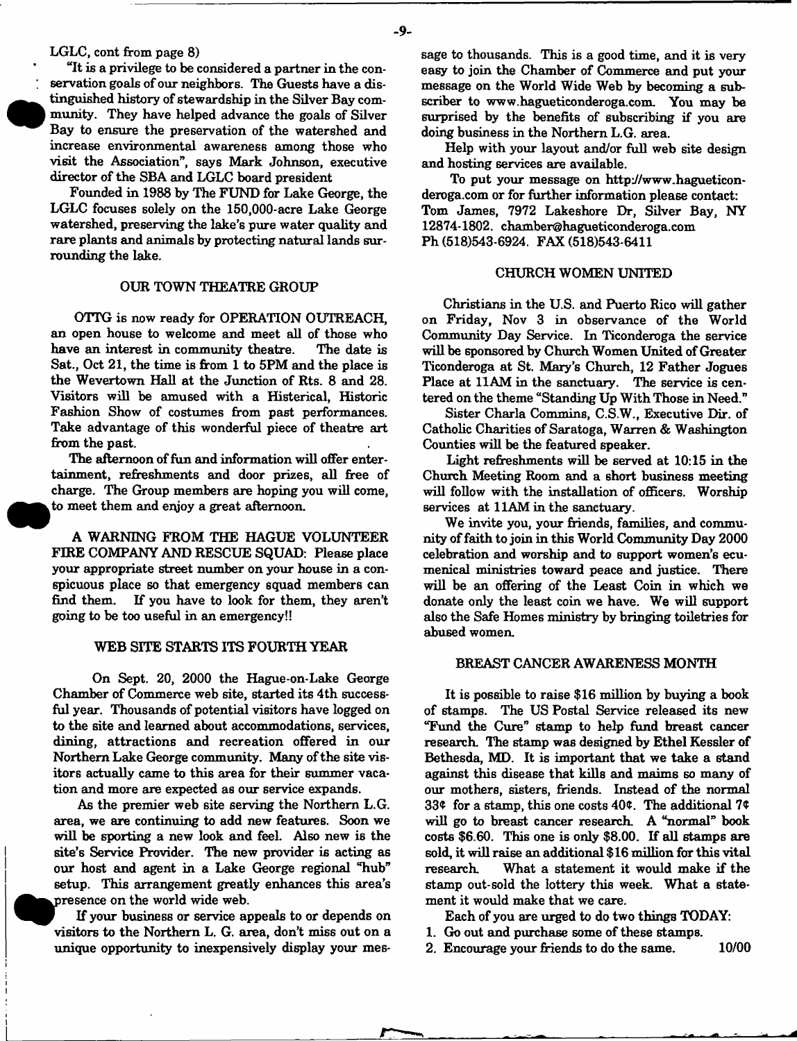LGLC, cont from page 8)

"It is a privilege to be considered a partner in the conservation goals of our neighbors. The Guests have a distinguished history of stewardship in the Silver Bay community. They have helped advance the goals of Silver Bay to ensure the preservation of the watershed and increase environmental awareness among those who visit the Association", says Mark Johnson, executive director of the SBA and LGLC board president

Founded in 1988 by The FUND for Lake George, the LGLC focuses solely on the 150,000-acre Lake George watershed, preserving the lake's pure water quality and rare plants and animals by protecting natural lands surrounding the lake.

## OUR TOWN THEATRE GROUP

OTTG is now ready for OPERATION OUTREACH, an open house to welcome and meet all of those who have an interest in community theatre. The date is Sat., Oct 21, the time is from 1 to 5PM and the place is the Wevertown Hall at the Junction of Rts. 8 and 28. Visitors will be amused with a Histerical, Historic Fashion Show of costumes from past performances. Take advantage of this wonderful piece of theatre art from the past.

The afternoon of fun and information will offer entertainment, refreshments and door prizes, all free of charge. The Group members are hoping you will come, to meet them and enjoy a great afternoon.

A WARNING FROM THE HAGUE VOLUNTEER FIRE COMPANY AND RESCUE SQUAD: Please place your appropriate street number on your house in a conspicuous place so that emergency squad members can find them. If you have to look for them, they aren't going to be too useful in an emergency!!

## WEB SITE STARTS ITS FOURTH YEAR

On Sept. 20, 2000 the Hague-on-Lake George Chamber of Commerce web site, started its 4th successful year. Thousands of potential visitors have logged on to the site and learned about accommodations, services, dining, attractions and recreation offered in our Northern Lake George community. Many of the site visitors actually came to this area for their summer vacation and more are expected as our service expands.

As the premier web site serving the Northern L.G. area, we are continuing to add new features. Soon we will be sporting a new look and feel. Also new is the site's Service Provider. The new provider is acting as our host and agent in a Lake George regional "hub" setup. This arrangement greatly enhances this area's presence on the world wide web.

If your business or service appeals to or depends on visitors to the Northern L. G. area, don't miss out on a unique opportunity to inexpensively display your message to thousands. This is a good time, and it is very easy to join the Chamber of Commerce and put your message on the World Wide Web by becoming a subscriber to www.hagueticonderoga.com. You may be surprised by the benefits of subscribing if you are doing business in the Northern L.G. area.

Help with your layout and/or full web site design and hosting services are available.

To put your message on http://www.hagueticonderoga.com or for further information please contact:
Tom James, 7972 Lakeshore Dr, Silver Bay, NY 12874-1802. chamber@hagueticonderoga.com
Ph (518)543-6924. FAX (518)543-6411

## CHURCH WOMEN UNITED

Christians in the U.S. and Puerto Rico will gather on Friday, Nov 3 in observance of the World Community Day Service. In Ticonderoga the service will be sponsored by Church Women United of Greater Ticonderoga at St. Mary's Church, 12 Father Jogues Place at 11AM in the sanctuary. The service is centered on the theme "Standing Up With Those in Need."

Sister Charla Commins, C.S.W., Executive Dir. of Catholic Charities of Saratoga, Warren & Washington Counties will be the featured speaker.

Light refreshments will be served at 10:15 in the Church Meeting Room and a short business meeting will follow with the installation of officers. Worship services at 11AM in the sanctuary.

We invite you, your friends, families, and community of faith to join in this World Community Day 2000 celebration and worship and to support women's ecumenical ministries toward peace and justice. There will be an offering of the Least Coin in which we donate only the least coin we have. We will support also the Safe Homes ministry by bringing toiletries for abused women.

## BREAST CANCER AWARENESS MONTH

It is possible to raise $16 million by buying a book of stamps. The US Postal Service released its new "Fund the Cure" stamp to help fund breast cancer research. The stamp was designed by Ethel Kessler of Bethesda, MD. It is important that we take a stand against this disease that kills and maims so many of our mothers, sisters, friends. Instead of the normal 33¢ for a stamp, this one costs 40¢. The additional 7¢ will go to breast cancer research. A "normal" book costs $6.60. This one is only $8.00. If all stamps are sold, it will raise an additional $16 million for this vital research. What a statement it would make if the stamp out-sold the lottery this week. What a statement it would make that we care.

Each of you are urged to do two things TODAY:

1. Go out and purchase some of these stamps.
2. Encourage your friends to do the same. 10/00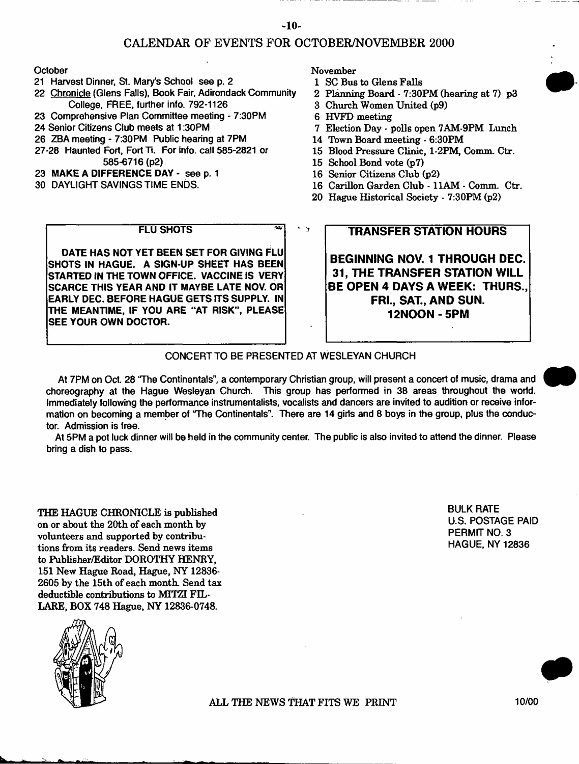# CALENDAR OF EVENTS FOR OCTOBER/NOVEMBER 2000

October

- 21 Harvest Dinner, St. Mary's School see p. 2
- 22 Chronicle (Glens Falls), Book Fair, Adirondack Community College, FREE, further info. 792-1126
- 23 Comprehensive Plan Committee meeting - 7:30PM
- 24 Senior Citizens Club meets at 1:30PM
- 26 ZBA meeting - 7:30PM Public hearing at 7PM
- 27-28 Haunted Fort, Fort Ti. For info. call 585-2821 or 585-6716 (p2)
- 23 **MAKE A DIFFERENCE DAY** - see p. 1
- 30 DAYLIGHT SAVINGS TIME ENDS.

November

- 1 SC Bus to Glens Falls
- 2 Planning Board - 7:30PM (hearing at 7) p3
- 3 Church Women United (p9)
- 6 HVFD meeting
- 7 Election Day - polls open 7AM-9PM Lunch
- 14 Town Board meeting - 6:30PM
- 15 Blood Pressure Clinic, 1-2PM, Comm. Ctr.
- 15 School Bond vote (p7)
- 16 Senior Citizens Club (p2)
- 16 Carillon Garden Club - 11AM - Comm. Ctr.
- 20 Hague Historical Society - 7:30PM (p2)

**FLU SHOTS**

**DATE HAS NOT YET BEEN SET FOR GIVING FLU SHOTS IN HAGUE. A SIGN-UP SHEET HAS BEEN STARTED IN THE TOWN OFFICE. VACCINE IS VERY SCARCE THIS YEAR AND IT MAYBE LATE NOV. OR EARLY DEC. BEFORE HAGUE GETS ITS SUPPLY. IN THE MEANTIME, IF YOU ARE "AT RISK", PLEASE SEE YOUR OWN DOCTOR.**

**TRANSFER STATION HOURS**

**BEGINNING NOV. 1 THROUGH DEC. 31, THE TRANSFER STATION WILL BE OPEN 4 DAYS A WEEK: THURS., FRI., SAT., AND SUN. 12NOON - 5PM**

## CONCERT TO BE PRESENTED AT WESLEYAN CHURCH

At 7PM on Oct. 28 "The Continentals", a contemporary Christian group, will present a concert of music, drama and choreography at the Hague Wesleyan Church. This group has performed in 38 areas throughout the world. Immediately following the performance instrumentalists, vocalists and dancers are invited to audition or receive information on becoming a member of "The Continentals". There are 14 girls and 8 boys in the group, plus the conductor. Admission is free.

At 5PM a pot luck dinner will be held in the community center. The public is also invited to attend the dinner. Please bring a dish to pass.

THE HAGUE CHRONICLE is published on or about the 20th of each month by volunteers and supported by contributions from its readers. Send news items to Publisher/Editor DOROTHY HENRY, 151 New Hague Road, Hague, NY 12836-2605 by the 15th of each month. Send tax deductible contributions to MITZI FILLARE, BOX 748 Hague, NY 12836-0748.

BULK RATE
U.S. POSTAGE PAID
PERMIT NO. 3
HAGUE, NY 12836

ALL THE NEWS THAT FITS WE PRINT

10/00